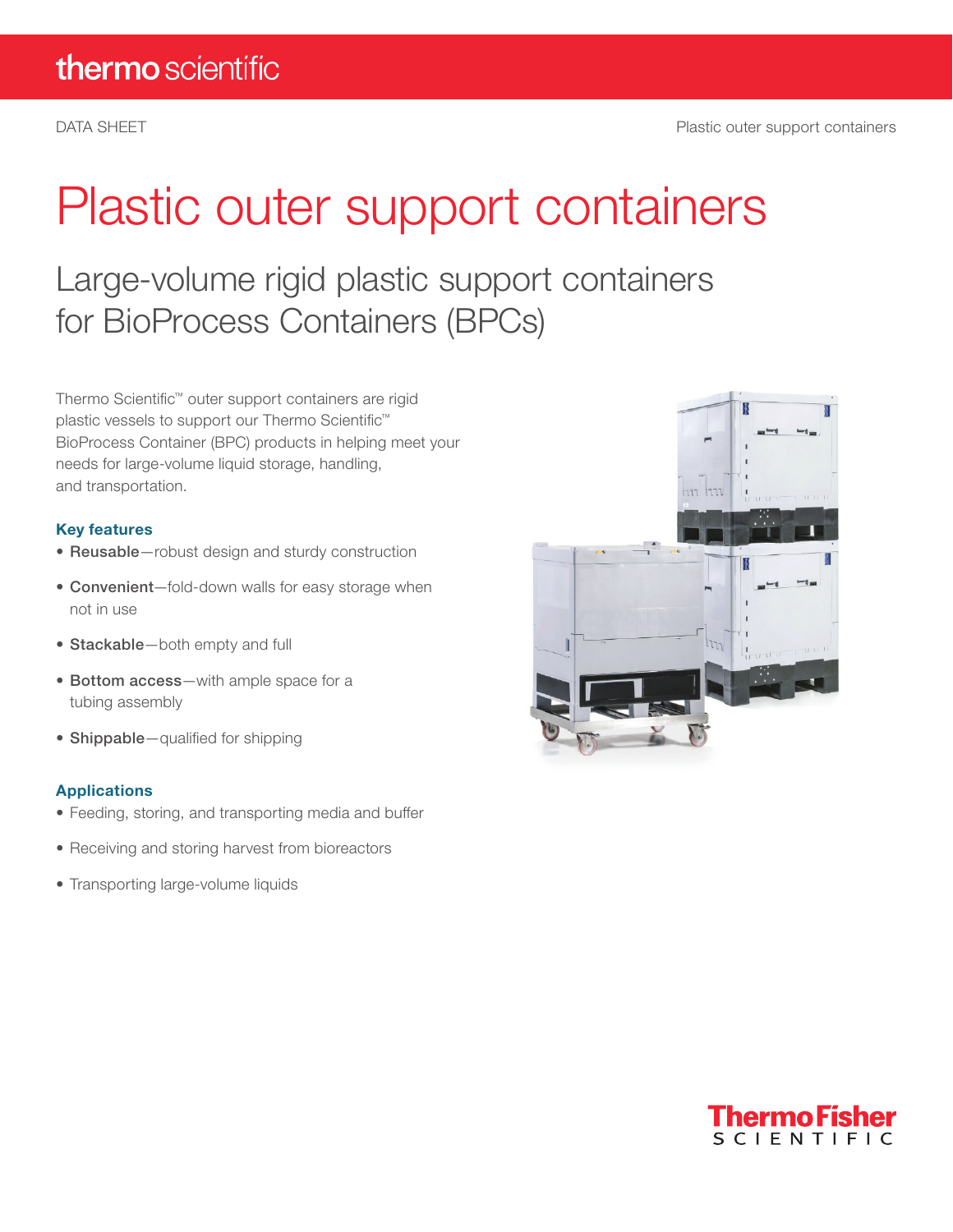# Plastic outer support containers

## Large-volume rigid plastic support containers for BioProcess Containers (BPCs)

Thermo Scientific™ outer support containers are rigid plastic vessels to support our Thermo Scientific™ BioProcess Container (BPC) products in helping meet your needs for large-volume liquid storage, handling, and transportation.

### Key features

- **Reusable**—robust design and sturdy construction
- **Convenient**—fold-down walls for easy storage when not in use
- **Stackable**—both empty and full
- **Bottom access**—with ample space for a tubing assembly
- **Shippable**—qualified for shipping

### Applications

- Feeding, storing, and transporting media and buffer
- Receiving and storing harvest from bioreactors
- Transporting large-volume liquids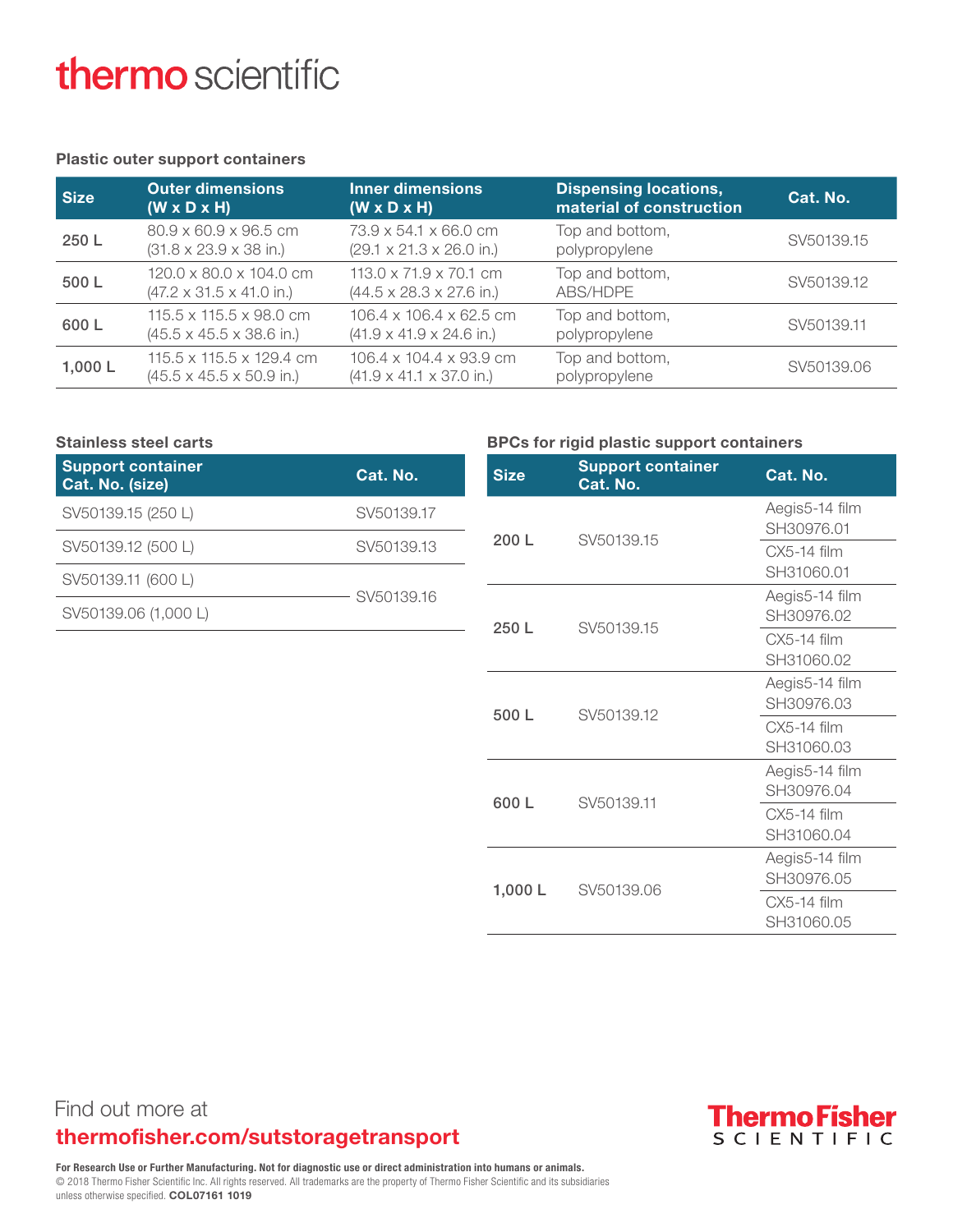thermo scientific

### Plastic outer support containers

| Size | Outer dimensions (W x D x H) | Inner dimensions (W x D x H) | Dispensing locations, material of construction | Cat. No. |
|---|---|---|---|---|
| **250 L** | 80.9 x 60.9 x 96.5 cm (31.8 x 23.9 x 38 in.) | 73.9 x 54.1 x 66.0 cm (29.1 x 21.3 x 26.0 in.) | Top and bottom, polypropylene | SV50139.15 |
| **500 L** | 120.0 x 80.0 x 104.0 cm (47.2 x 31.5 x 41.0 in.) | 113.0 x 71.9 x 70.1 cm (44.5 x 28.3 x 27.6 in.) | Top and bottom, ABS/HDPE | SV50139.12 |
| **600 L** | 115.5 x 115.5 x 98.0 cm (45.5 x 45.5 x 38.6 in.) | 106.4 x 106.4 x 62.5 cm (41.9 x 41.9 x 24.6 in.) | Top and bottom, polypropylene | SV50139.11 |
| **1,000 L** | 115.5 x 115.5 x 129.4 cm (45.5 x 45.5 x 50.9 in.) | 106.4 x 104.4 x 93.9 cm (41.9 x 41.1 x 37.0 in.) | Top and bottom, polypropylene | SV50139.06 |

### Stainless steel carts

| Support container Cat. No. (size) | Cat. No. |
|---|---|
| SV50139.15 (250 L) | SV50139.17 |
| SV50139.12 (500 L) | SV50139.13 |
| SV50139.11 (600 L) | SV50139.16 |
| SV50139.06 (1,000 L) | SV50139.16 |

### BPCs for rigid plastic support containers

| Size | Support container Cat. No. | Cat. No. |
|---|---|---|
| **200 L** | SV50139.15 | Aegis5-14 film SH30976.01 |
| | | CX5-14 film SH31060.01 |
| **250 L** | SV50139.15 | Aegis5-14 film SH30976.02 |
| | | CX5-14 film SH31060.02 |
| **500 L** | SV50139.12 | Aegis5-14 film SH30976.03 |
| | | CX5-14 film SH31060.03 |
| **600 L** | SV50139.11 | Aegis5-14 film SH30976.04 |
| | | CX5-14 film SH31060.04 |
| **1,000 L** | SV50139.06 | Aegis5-14 film SH30976.05 |
| | | CX5-14 film SH31060.05 |

Find out more at **thermofisher.com/sutstoragetransport**

ThermoFisher SCIENTIFIC

**For Research Use or Further Manufacturing. Not for diagnostic use or direct administration into humans or animals.**
© 2018 Thermo Fisher Scientific Inc. All rights reserved. All trademarks are the property of Thermo Fisher Scientific and its subsidiaries unless otherwise specified. **COL07161 1019**